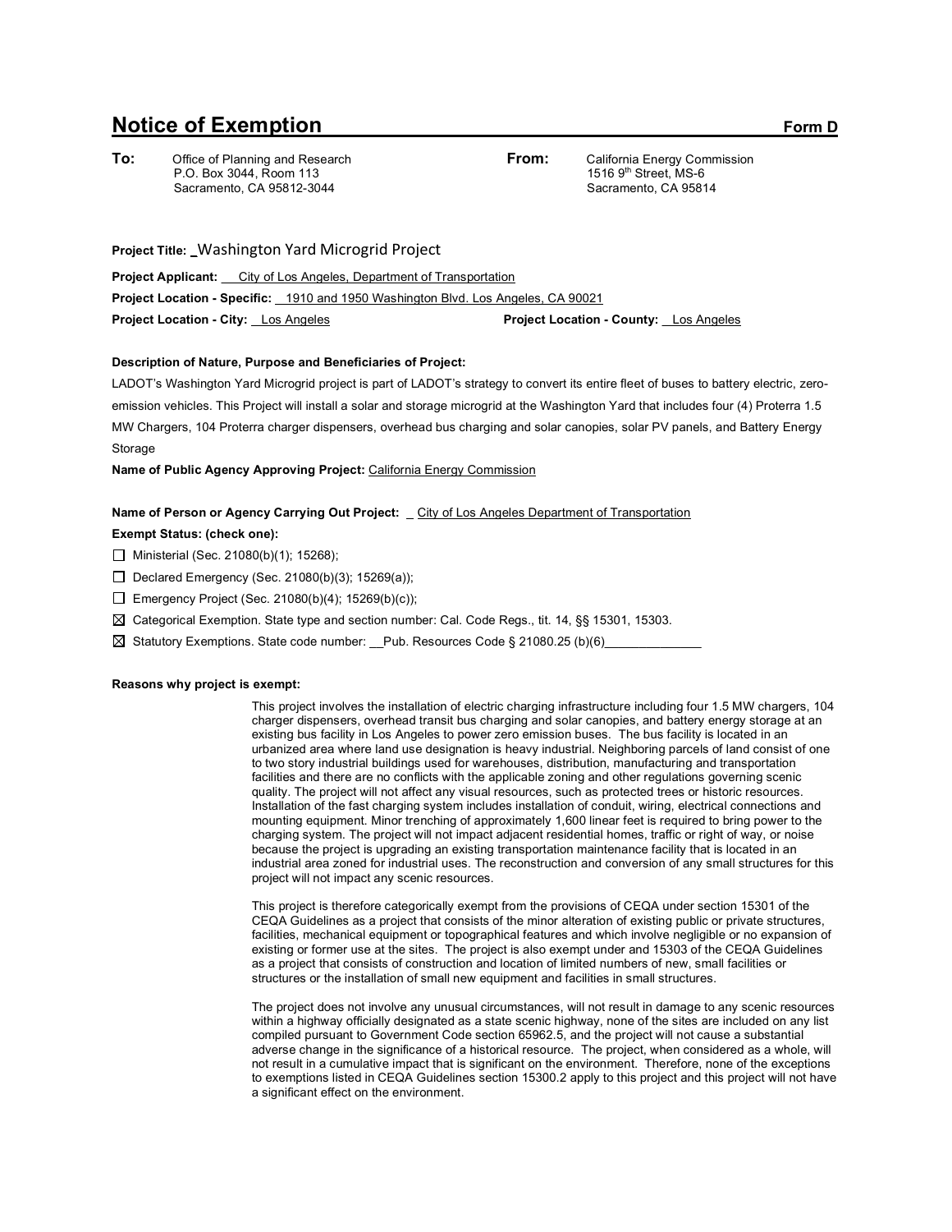# Notice of Exemption **Form D**

**To:** Office of Planning and Research
P.O. Box 3044, Room 113
Sacramento, CA 95812-3044

**From:** California Energy Commission
1516 9th Street, MS-6
Sacramento, CA 95814

**Project Title:** Washington Yard Microgrid Project

**Project Applicant:** City of Los Angeles, Department of Transportation

**Project Location - Specific:** 1910 and 1950 Washington Blvd. Los Angeles, CA 90021

**Project Location - City:** Los Angeles **Project Location - County:** Los Angeles

**Description of Nature, Purpose and Beneficiaries of Project:**

LADOT's Washington Yard Microgrid project is part of LADOT's strategy to convert its entire fleet of buses to battery electric, zero-emission vehicles. This Project will install a solar and storage microgrid at the Washington Yard that includes four (4) Proterra 1.5 MW Chargers, 104 Proterra charger dispensers, overhead bus charging and solar canopies, solar PV panels, and Battery Energy Storage

**Name of Public Agency Approving Project:** California Energy Commission

**Name of Person or Agency Carrying Out Project:** City of Los Angeles Department of Transportation

**Exempt Status: (check one):**

- ☐ Ministerial (Sec. 21080(b)(1); 15268);
- ☐ Declared Emergency (Sec. 21080(b)(3); 15269(a));
- ☐ Emergency Project (Sec. 21080(b)(4); 15269(b)(c));
- ☒ Categorical Exemption. State type and section number: Cal. Code Regs., tit. 14, §§ 15301, 15303.
- ☒ Statutory Exemptions. State code number: Pub. Resources Code § 21080.25 (b)(6)

**Reasons why project is exempt:**

This project involves the installation of electric charging infrastructure including four 1.5 MW chargers, 104 charger dispensers, overhead transit bus charging and solar canopies, and battery energy storage at an existing bus facility in Los Angeles to power zero emission buses. The bus facility is located in an urbanized area where land use designation is heavy industrial. Neighboring parcels of land consist of one to two story industrial buildings used for warehouses, distribution, manufacturing and transportation facilities and there are no conflicts with the applicable zoning and other regulations governing scenic quality. The project will not affect any visual resources, such as protected trees or historic resources. Installation of the fast charging system includes installation of conduit, wiring, electrical connections and mounting equipment. Minor trenching of approximately 1,600 linear feet is required to bring power to the charging system. The project will not impact adjacent residential homes, traffic or right of way, or noise because the project is upgrading an existing transportation maintenance facility that is located in an industrial area zoned for industrial uses. The reconstruction and conversion of any small structures for this project will not impact any scenic resources.

This project is therefore categorically exempt from the provisions of CEQA under section 15301 of the CEQA Guidelines as a project that consists of the minor alteration of existing public or private structures, facilities, mechanical equipment or topographical features and which involve negligible or no expansion of existing or former use at the sites. The project is also exempt under and 15303 of the CEQA Guidelines as a project that consists of construction and location of limited numbers of new, small facilities or structures or the installation of small new equipment and facilities in small structures.

The project does not involve any unusual circumstances, will not result in damage to any scenic resources within a highway officially designated as a state scenic highway, none of the sites are included on any list compiled pursuant to Government Code section 65962.5, and the project will not cause a substantial adverse change in the significance of a historical resource. The project, when considered as a whole, will not result in a cumulative impact that is significant on the environment. Therefore, none of the exceptions to exemptions listed in CEQA Guidelines section 15300.2 apply to this project and this project will not have a significant effect on the environment.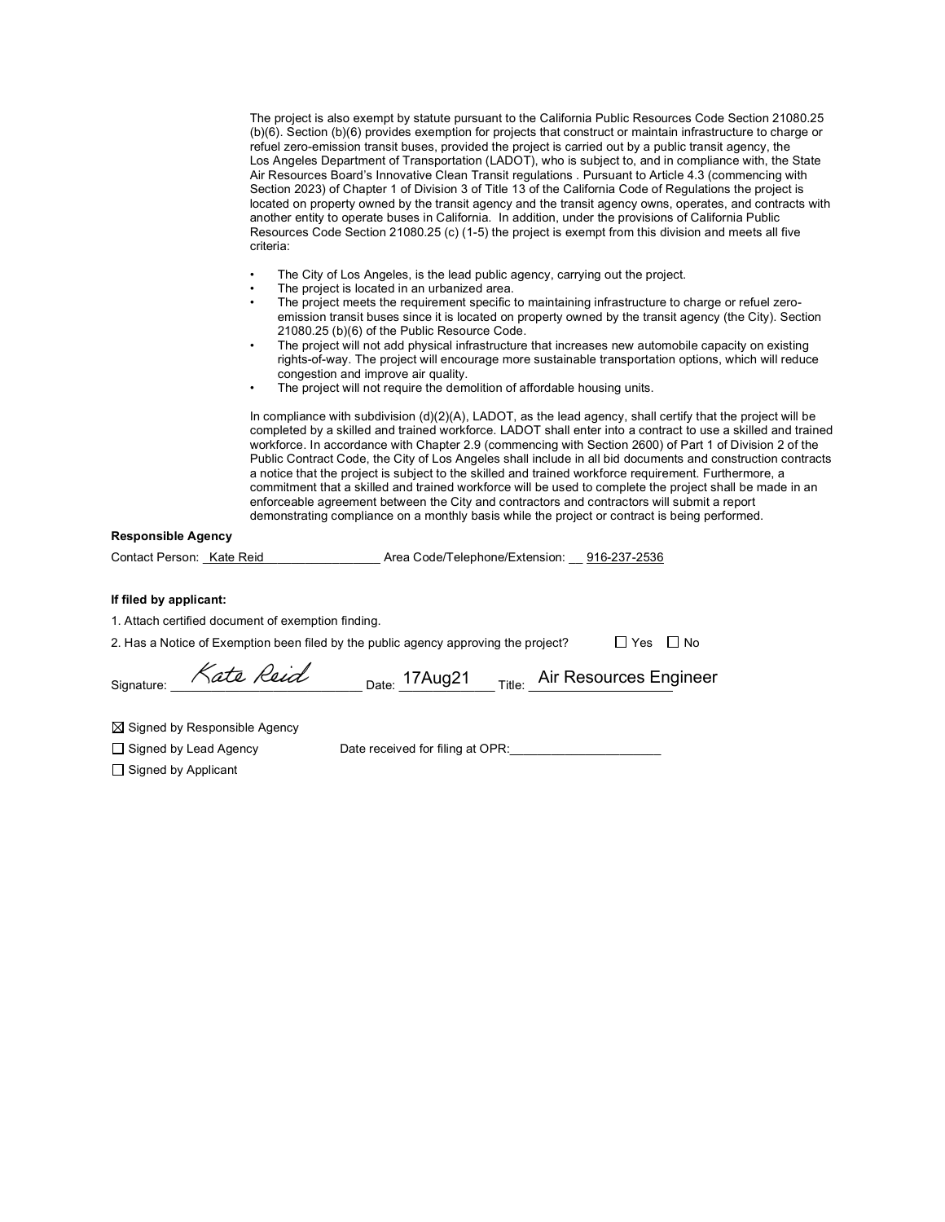The project is also exempt by statute pursuant to the California Public Resources Code Section 21080.25 (b)(6). Section (b)(6) provides exemption for projects that construct or maintain infrastructure to charge or refuel zero-emission transit buses, provided the project is carried out by a public transit agency, the Los Angeles Department of Transportation (LADOT), who is subject to, and in compliance with, the State Air Resources Board's Innovative Clean Transit regulations . Pursuant to Article 4.3 (commencing with Section 2023) of Chapter 1 of Division 3 of Title 13 of the California Code of Regulations the project is located on property owned by the transit agency and the transit agency owns, operates, and contracts with another entity to operate buses in California. In addition, under the provisions of California Public Resources Code Section 21080.25 (c) (1-5) the project is exempt from this division and meets all five criteria:

- The City of Los Angeles, is the lead public agency, carrying out the project.
- The project is located in an urbanized area.
- The project meets the requirement specific to maintaining infrastructure to charge or refuel zero-emission transit buses since it is located on property owned by the transit agency (the City). Section 21080.25 (b)(6) of the Public Resource Code.
- The project will not add physical infrastructure that increases new automobile capacity on existing rights-of-way. The project will encourage more sustainable transportation options, which will reduce congestion and improve air quality.
- The project will not require the demolition of affordable housing units.

In compliance with subdivision (d)(2)(A), LADOT, as the lead agency, shall certify that the project will be completed by a skilled and trained workforce. LADOT shall enter into a contract to use a skilled and trained workforce. In accordance with Chapter 2.9 (commencing with Section 2600) of Part 1 of Division 2 of the Public Contract Code, the City of Los Angeles shall include in all bid documents and construction contracts a notice that the project is subject to the skilled and trained workforce requirement. Furthermore, a commitment that a skilled and trained workforce will be used to complete the project shall be made in an enforceable agreement between the City and contractors and contractors will submit a report demonstrating compliance on a monthly basis while the project or contract is being performed.

**Responsible Agency**

Contact Person: Kate Reid Area Code/Telephone/Extension: 916-237-2536

**If filed by applicant:**

1. Attach certified document of exemption finding.
2. Has a Notice of Exemption been filed by the public agency approving the project? ☐ Yes ☐ No

Signature: Kate Reid Date: 17Aug21 Title: Air Resources Engineer

☒ Signed by Responsible Agency

☐ Signed by Lead Agency Date received for filing at OPR:______________________

☐ Signed by Applicant